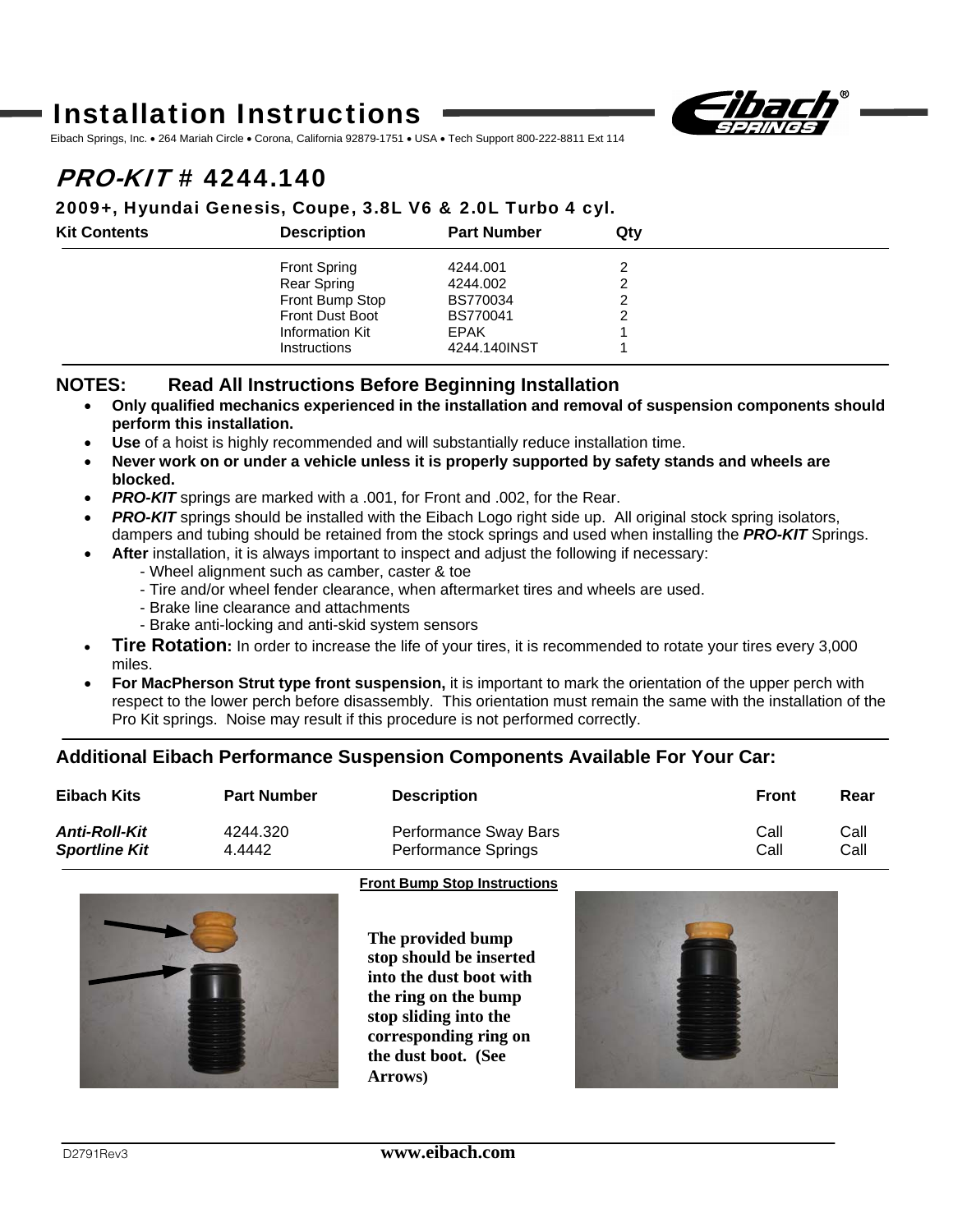# Installation Instructions

Eibach Springs, Inc. • 264 Mariah Circle • Corona, California 92879-1751 • USA • Tech Support 800-222-8811 Ext 114

## *PRO-KIT* # 4244.140

### 2009+, Hyundai Genesis, Coupe, 3.8L V6 & 2.0L Turbo 4 cyl.

| Kit Contents | Description | Part Number | Qty |
|---|---|---|---|
| | Front Spring | 4244.001 | 2 |
| | Rear Spring | 4244.002 | 2 |
| | Front Bump Stop | BS770034 | 2 |
| | Front Dust Boot | BS770041 | 2 |
| | Information Kit | EPAK | 1 |
| | Instructions | 4244.140INST | 1 |

## NOTES: Read All Instructions Before Beginning Installation

- **Only qualified mechanics experienced in the installation and removal of suspension components should perform this installation.**
- **Use** of a hoist is highly recommended and will substantially reduce installation time.
- **Never work on or under a vehicle unless it is properly supported by safety stands and wheels are blocked.**
- ***PRO-KIT*** springs are marked with a .001, for Front and .002, for the Rear.
- ***PRO-KIT*** springs should be installed with the Eibach Logo right side up. All original stock spring isolators, dampers and tubing should be retained from the stock springs and used when installing the ***PRO-KIT*** Springs.
- **After** installation, it is always important to inspect and adjust the following if necessary:
  - Wheel alignment such as camber, caster & toe
  - Tire and/or wheel fender clearance, when aftermarket tires and wheels are used.
  - Brake line clearance and attachments
  - Brake anti-locking and anti-skid system sensors
- **Tire Rotation:** In order to increase the life of your tires, it is recommended to rotate your tires every 3,000 miles.
- **For MacPherson Strut type front suspension,** it is important to mark the orientation of the upper perch with respect to the lower perch before disassembly. This orientation must remain the same with the installation of the Pro Kit springs. Noise may result if this procedure is not performed correctly.

## Additional Eibach Performance Suspension Components Available For Your Car:

| Eibach Kits | Part Number | Description | Front | Rear |
|---|---|---|---|---|
| ***Anti-Roll-Kit*** | 4244.320 | Performance Sway Bars | Call | Call |
| ***Sportline Kit*** | 4.4442 | Performance Springs | Call | Call |

**Front Bump Stop Instructions**

**The provided bump stop should be inserted into the dust boot with the ring on the bump stop sliding into the corresponding ring on the dust boot. (See Arrows)**

D2791Rev3

**www.eibach.com**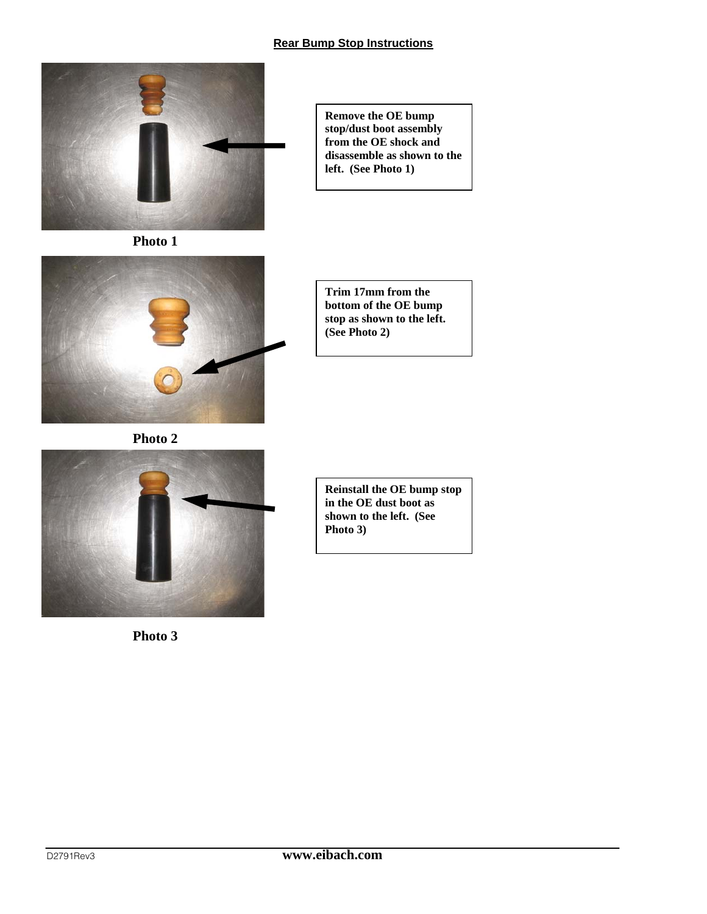## Rear Bump Stop Instructions

**Photo 1**

**Remove the OE bump stop/dust boot assembly from the OE shock and disassemble as shown to the left. (See Photo 1)**

**Photo 2**

**Trim 17mm from the bottom of the OE bump stop as shown to the left. (See Photo 2)**

**Photo 3**

**Reinstall the OE bump stop in the OE dust boot as shown to the left. (See Photo 3)**

D2791Rev3 **www.eibach.com**